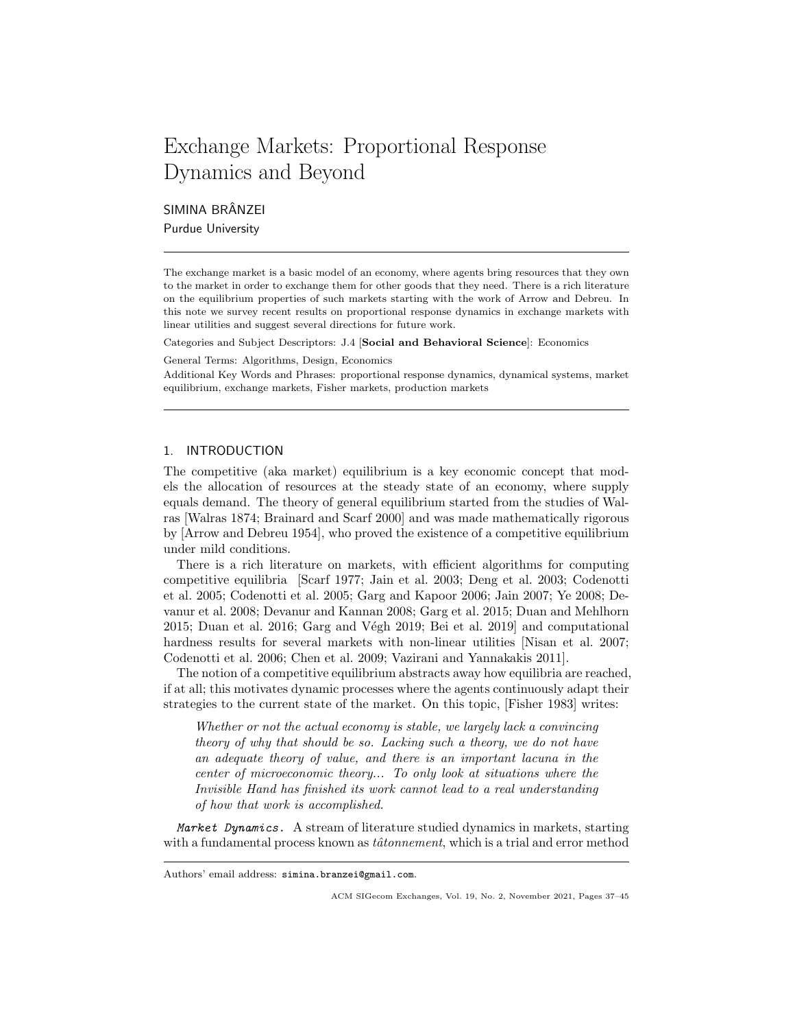# Exchange Markets: Proportional Response Dynamics and Beyond

SIMINA BRÂNZEI

Purdue University

---

The exchange market is a basic model of an economy, where agents bring resources that they own to the market in order to exchange them for other goods that they need. There is a rich literature on the equilibrium properties of such markets starting with the work of Arrow and Debreu. In this note we survey recent results on proportional response dynamics in exchange markets with linear utilities and suggest several directions for future work.

Categories and Subject Descriptors: J.4 [**Social and Behavioral Science**]: Economics

General Terms: Algorithms, Design, Economics

Additional Key Words and Phrases: proportional response dynamics, dynamical systems, market equilibrium, exchange markets, Fisher markets, production markets

---

## 1. INTRODUCTION

The competitive (aka market) equilibrium is a key economic concept that models the allocation of resources at the steady state of an economy, where supply equals demand. The theory of general equilibrium started from the studies of Walras [Walras 1874; Brainard and Scarf 2000] and was made mathematically rigorous by [Arrow and Debreu 1954], who proved the existence of a competitive equilibrium under mild conditions.

There is a rich literature on markets, with efficient algorithms for computing competitive equilibria [Scarf 1977; Jain et al. 2003; Deng et al. 2003; Codenotti et al. 2005; Codenotti et al. 2005; Garg and Kapoor 2006; Jain 2007; Ye 2008; Devanur et al. 2008; Devanur and Kannan 2008; Garg et al. 2015; Duan and Mehlhorn 2015; Duan et al. 2016; Garg and Végh 2019; Bei et al. 2019] and computational hardness results for several markets with non-linear utilities [Nisan et al. 2007; Codenotti et al. 2006; Chen et al. 2009; Vazirani and Yannakakis 2011].

The notion of a competitive equilibrium abstracts away how equilibria are reached, if at all; this motivates dynamic processes where the agents continuously adapt their strategies to the current state of the market. On this topic, [Fisher 1983] writes:

> *Whether or not the actual economy is stable, we largely lack a convincing theory of why that should be so. Lacking such a theory, we do not have an adequate theory of value, and there is an important lacuna in the center of microeconomic theory... To only look at situations where the Invisible Hand has finished its work cannot lead to a real understanding of how that work is accomplished.*

*Market Dynamics.* A stream of literature studied dynamics in markets, starting with a fundamental process known as *tâtonnement*, which is a trial and error method

---

Authors' email address: `simina.branzei@gmail.com`.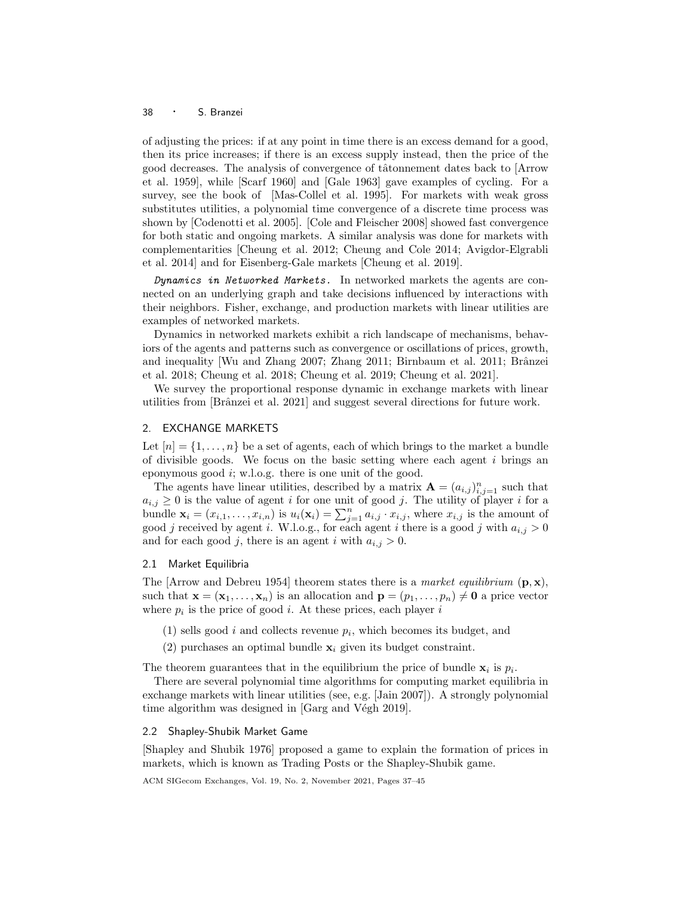of adjusting the prices: if at any point in time there is an excess demand for a good, then its price increases; if there is an excess supply instead, then the price of the good decreases. The analysis of convergence of tâtonnement dates back to [Arrow et al. 1959], while [Scarf 1960] and [Gale 1963] gave examples of cycling. For a survey, see the book of [Mas-Collel et al. 1995]. For markets with weak gross substitutes utilities, a polynomial time convergence of a discrete time process was shown by [Codenotti et al. 2005]. [Cole and Fleischer 2008] showed fast convergence for both static and ongoing markets. A similar analysis was done for markets with complementarities [Cheung et al. 2012; Cheung and Cole 2014; Avigdor-Elgrabli et al. 2014] and for Eisenberg-Gale markets [Cheung et al. 2019].

*Dynamics in Networked Markets.* In networked markets the agents are connected on an underlying graph and take decisions influenced by interactions with their neighbors. Fisher, exchange, and production markets with linear utilities are examples of networked markets.

Dynamics in networked markets exhibit a rich landscape of mechanisms, behaviors of the agents and patterns such as convergence or oscillations of prices, growth, and inequality [Wu and Zhang 2007; Zhang 2011; Birnbaum et al. 2011; Brânzei et al. 2018; Cheung et al. 2018; Cheung et al. 2019; Cheung et al. 2021].

We survey the proportional response dynamic in exchange markets with linear utilities from [Brânzei et al. 2021] and suggest several directions for future work.

## 2. EXCHANGE MARKETS

Let $[n] = \{1, \ldots, n\}$ be a set of agents, each of which brings to the market a bundle of divisible goods. We focus on the basic setting where each agent $i$ brings an eponymous good $i$; w.l.o.g. there is one unit of the good.

The agents have linear utilities, described by a matrix $\mathbf{A} = (a_{i,j})_{i,j=1}^{n}$ such that $a_{i,j} \geq 0$ is the value of agent $i$ for one unit of good $j$. The utility of player $i$ for a bundle $\mathbf{x}_i = (x_{i,1}, \ldots, x_{i,n})$ is $u_i(\mathbf{x}_i) = \sum_{j=1}^{n} a_{i,j} \cdot x_{i,j}$, where $x_{i,j}$ is the amount of good $j$ received by agent $i$. W.l.o.g., for each agent $i$ there is a good $j$ with $a_{i,j} > 0$ and for each good $j$, there is an agent $i$ with $a_{i,j} > 0$.

### 2.1 Market Equilibria

The [Arrow and Debreu 1954] theorem states there is a *market equilibrium* $(\mathbf{p}, \mathbf{x})$, such that $\mathbf{x} = (\mathbf{x}_1, \ldots, \mathbf{x}_n)$ is an allocation and $\mathbf{p} = (p_1, \ldots, p_n) \neq \mathbf{0}$ a price vector where $p_i$ is the price of good $i$. At these prices, each player $i$

(1) sells good $i$ and collects revenue $p_i$, which becomes its budget, and

(2) purchases an optimal bundle $\mathbf{x}_i$ given its budget constraint.

The theorem guarantees that in the equilibrium the price of bundle $\mathbf{x}_i$ is $p_i$.

There are several polynomial time algorithms for computing market equilibria in exchange markets with linear utilities (see, e.g. [Jain 2007]). A strongly polynomial time algorithm was designed in [Garg and Végh 2019].

### 2.2 Shapley-Shubik Market Game

[Shapley and Shubik 1976] proposed a game to explain the formation of prices in markets, which is known as Trading Posts or the Shapley-Shubik game.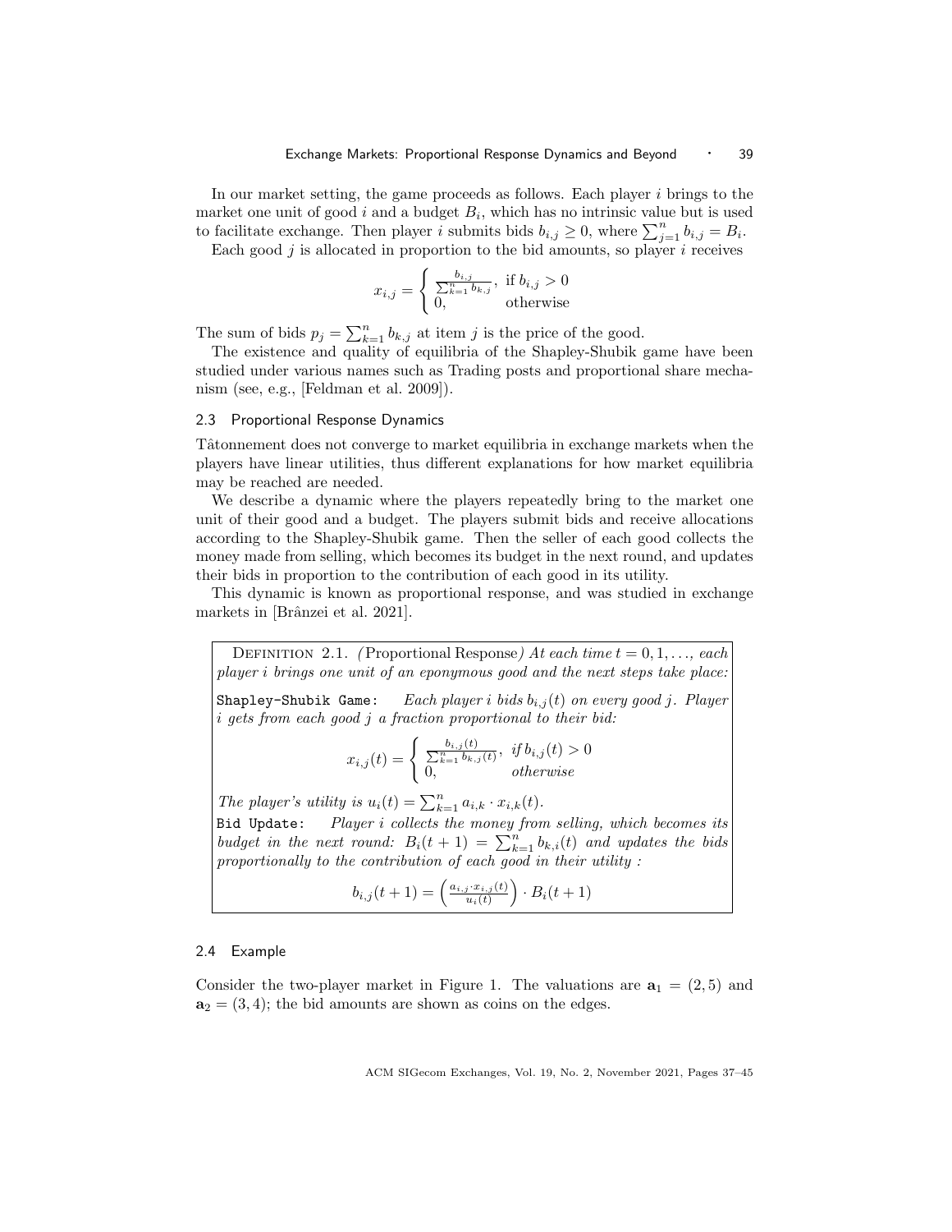In our market setting, the game proceeds as follows. Each player $i$ brings to the market one unit of good $i$ and a budget $B_i$, which has no intrinsic value but is used to facilitate exchange. Then player $i$ submits bids $b_{i,j} \geq 0$, where $\sum_{j=1}^{n} b_{i,j} = B_i$.

Each good $j$ is allocated in proportion to the bid amounts, so player $i$ receives

$$x_{i,j} = \begin{cases} \frac{b_{i,j}}{\sum_{k=1}^{n} b_{k,j}}, & \text{if } b_{i,j} > 0 \\ 0, & \text{otherwise} \end{cases}$$

The sum of bids $p_j = \sum_{k=1}^{n} b_{k,j}$ at item $j$ is the price of the good.

The existence and quality of equilibria of the Shapley-Shubik game have been studied under various names such as Trading posts and proportional share mechanism (see, e.g., [Feldman et al. 2009]).

### 2.3 Proportional Response Dynamics

Tâtonnement does not converge to market equilibria in exchange markets when the players have linear utilities, thus different explanations for how market equilibria may be reached are needed.

We describe a dynamic where the players repeatedly bring to the market one unit of their good and a budget. The players submit bids and receive allocations according to the Shapley-Shubik game. Then the seller of each good collects the money made from selling, which becomes its budget in the next round, and updates their bids in proportion to the contribution of each good in its utility.

This dynamic is known as proportional response, and was studied in exchange markets in [Brânzei et al. 2021].

Definition 2.1. *(Proportional Response) At each time $t = 0, 1, \ldots$, each player $i$ brings one unit of an eponymous good and the next steps take place:*

`Shapley-Shubik Game:` *Each player $i$ bids $b_{i,j}(t)$ on every good $j$. Player $i$ gets from each good $j$ a fraction proportional to their bid:*

$$x_{i,j}(t) = \begin{cases} \frac{b_{i,j}(t)}{\sum_{k=1}^{n} b_{k,j}(t)}, & \text{if } b_{i,j}(t) > 0 \\ 0, & \text{otherwise} \end{cases}$$

*The player's utility is $u_i(t) = \sum_{k=1}^{n} a_{i,k} \cdot x_{i,k}(t)$.*

`Bid Update:` *Player $i$ collects the money from selling, which becomes its budget in the next round: $B_i(t+1) = \sum_{k=1}^{n} b_{k,i}(t)$ and updates the bids proportionally to the contribution of each good in their utility :*

$$b_{i,j}(t+1) = \left(\frac{a_{i,j} \cdot x_{i,j}(t)}{u_i(t)}\right) \cdot B_i(t+1)$$

### 2.4 Example

Consider the two-player market in Figure 1. The valuations are $\mathbf{a}_1 = (2, 5)$ and $\mathbf{a}_2 = (3, 4)$; the bid amounts are shown as coins on the edges.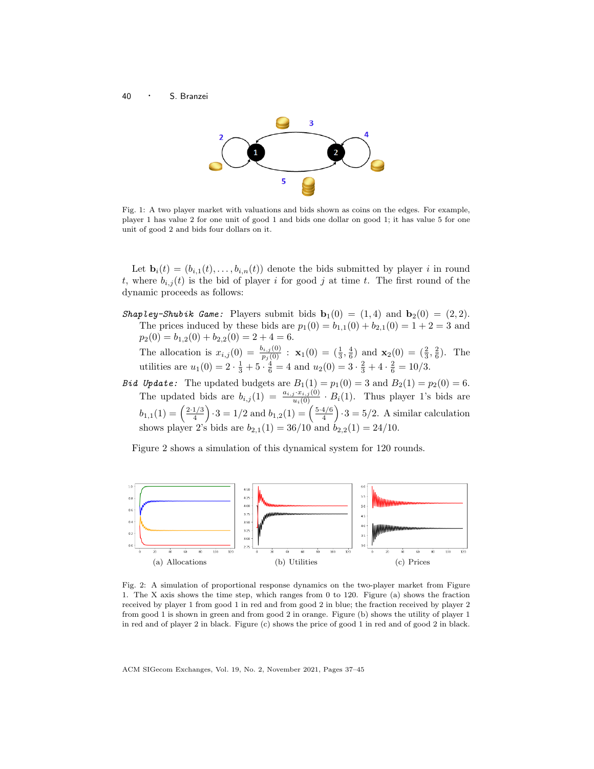Fig. 1: A two player market with valuations and bids shown as coins on the edges. For example, player 1 has value 2 for one unit of good 1 and bids one dollar on good 1; it has value 5 for one unit of good 2 and bids four dollars on it.

Let $\mathbf{b}_i(t) = (b_{i,1}(t), \ldots, b_{i,n}(t))$ denote the bids submitted by player $i$ in round $t$, where $b_{i,j}(t)$ is the bid of player $i$ for good $j$ at time $t$. The first round of the dynamic proceeds as follows:

***Shapley-Shubik Game:*** Players submit bids $\mathbf{b}_1(0) = (1, 4)$ and $\mathbf{b}_2(0) = (2, 2)$. The prices induced by these bids are $p_1(0) = b_{1,1}(0) + b_{2,1}(0) = 1 + 2 = 3$ and $p_2(0) = b_{1,2}(0) + b_{2,2}(0) = 2 + 4 = 6$.

The allocation is $x_{i,j}(0) = \frac{b_{i,j}(0)}{p_j(0)}$ : $\mathbf{x}_1(0) = (\frac{1}{3}, \frac{4}{6})$ and $\mathbf{x}_2(0) = (\frac{2}{3}, \frac{2}{6})$. The utilities are $u_1(0) = 2 \cdot \frac{1}{3} + 5 \cdot \frac{4}{6} = 4$ and $u_2(0) = 3 \cdot \frac{2}{3} + 4 \cdot \frac{2}{6} = 10/3$.

***Bid Update:*** The updated budgets are $B_1(1) = p_1(0) = 3$ and $B_2(1) = p_2(0) = 6$. The updated bids are $b_{i,j}(1) = \frac{a_{i,j} \cdot x_{i,j}(0)}{u_i(0)} \cdot B_i(1)$. Thus player 1's bids are $b_{1,1}(1) = \left(\frac{2 \cdot 1/3}{4}\right) \cdot 3 = 1/2$ and $b_{1,2}(1) = \left(\frac{5 \cdot 4/6}{4}\right) \cdot 3 = 5/2$. A similar calculation shows player 2's bids are $b_{2,1}(1) = 36/10$ and $b_{2,2}(1) = 24/10$.

Figure 2 shows a simulation of this dynamical system for 120 rounds.

(a) Allocations (b) Utilities (c) Prices

Fig. 2: A simulation of proportional response dynamics on the two-player market from Figure 1. The X axis shows the time step, which ranges from 0 to 120. Figure (a) shows the fraction received by player 1 from good 1 in red and from good 2 in blue; the fraction received by player 2 from good 1 is shown in green and from good 2 in orange. Figure (b) shows the utility of player 1 in red and of player 2 in black. Figure (c) shows the price of good 1 in red and of good 2 in black.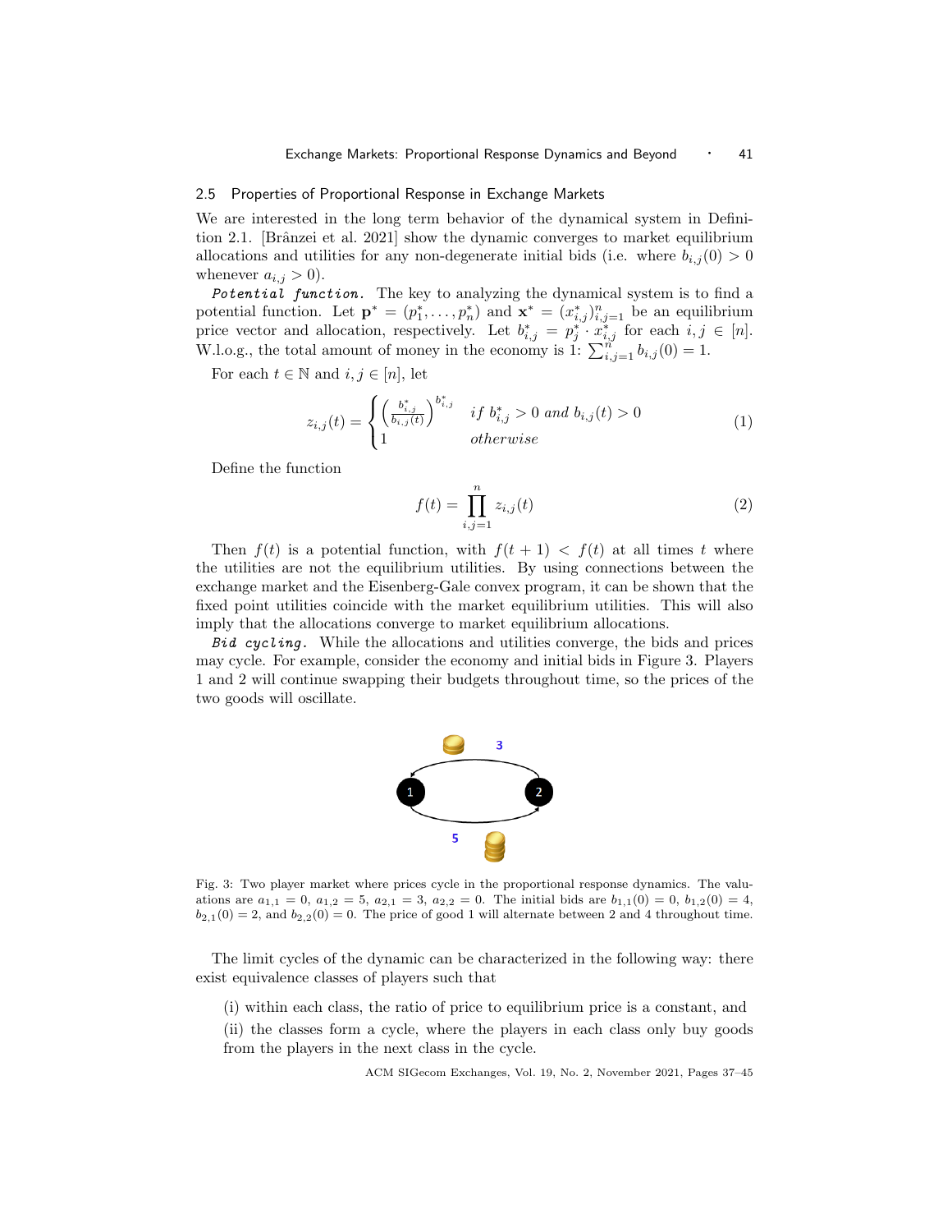### 2.5 Properties of Proportional Response in Exchange Markets

We are interested in the long term behavior of the dynamical system in Definition 2.1. [Brânzei et al. 2021] show the dynamic converges to market equilibrium allocations and utilities for any non-degenerate initial bids (i.e. where $b_{i,j}(0) > 0$ whenever $a_{i,j} > 0$).

*Potential function.* The key to analyzing the dynamical system is to find a potential function. Let $\mathbf{p}^* = (p_1^*, \ldots, p_n^*)$ and $\mathbf{x}^* = (x_{i,j}^*)_{i,j=1}^n$ be an equilibrium price vector and allocation, respectively. Let $b_{i,j}^* = p_j^* \cdot x_{i,j}^*$ for each $i, j \in [n]$. W.l.o.g., the total amount of money in the economy is 1: $\sum_{i,j=1}^n b_{i,j}(0) = 1$.

For each $t \in \mathbb{N}$ and $i, j \in [n]$, let

$$z_{i,j}(t) = \begin{cases} \left(\frac{b_{i,j}^*}{b_{i,j}(t)}\right)^{b_{i,j}^*} & \text{if } b_{i,j}^* > 0 \text{ and } b_{i,j}(t) > 0 \\ 1 & \text{otherwise} \end{cases} \tag{1}$$

Define the function

$$f(t) = \prod_{i,j=1}^{n} z_{i,j}(t) \tag{2}$$

Then $f(t)$ is a potential function, with $f(t+1) < f(t)$ at all times $t$ where the utilities are not the equilibrium utilities. By using connections between the exchange market and the Eisenberg-Gale convex program, it can be shown that the fixed point utilities coincide with the market equilibrium utilities. This will also imply that the allocations converge to market equilibrium allocations.

*Bid cycling.* While the allocations and utilities converge, the bids and prices may cycle. For example, consider the economy and initial bids in Figure 3. Players 1 and 2 will continue swapping their budgets throughout time, so the prices of the two goods will oscillate.

Fig. 3: Two player market where prices cycle in the proportional response dynamics. The valuations are $a_{1,1} = 0$, $a_{1,2} = 5$, $a_{2,1} = 3$, $a_{2,2} = 0$. The initial bids are $b_{1,1}(0) = 0$, $b_{1,2}(0) = 4$, $b_{2,1}(0) = 2$, and $b_{2,2}(0) = 0$. The price of good 1 will alternate between 2 and 4 throughout time.

The limit cycles of the dynamic can be characterized in the following way: there exist equivalence classes of players such that

(i) within each class, the ratio of price to equilibrium price is a constant, and

(ii) the classes form a cycle, where the players in each class only buy goods from the players in the next class in the cycle.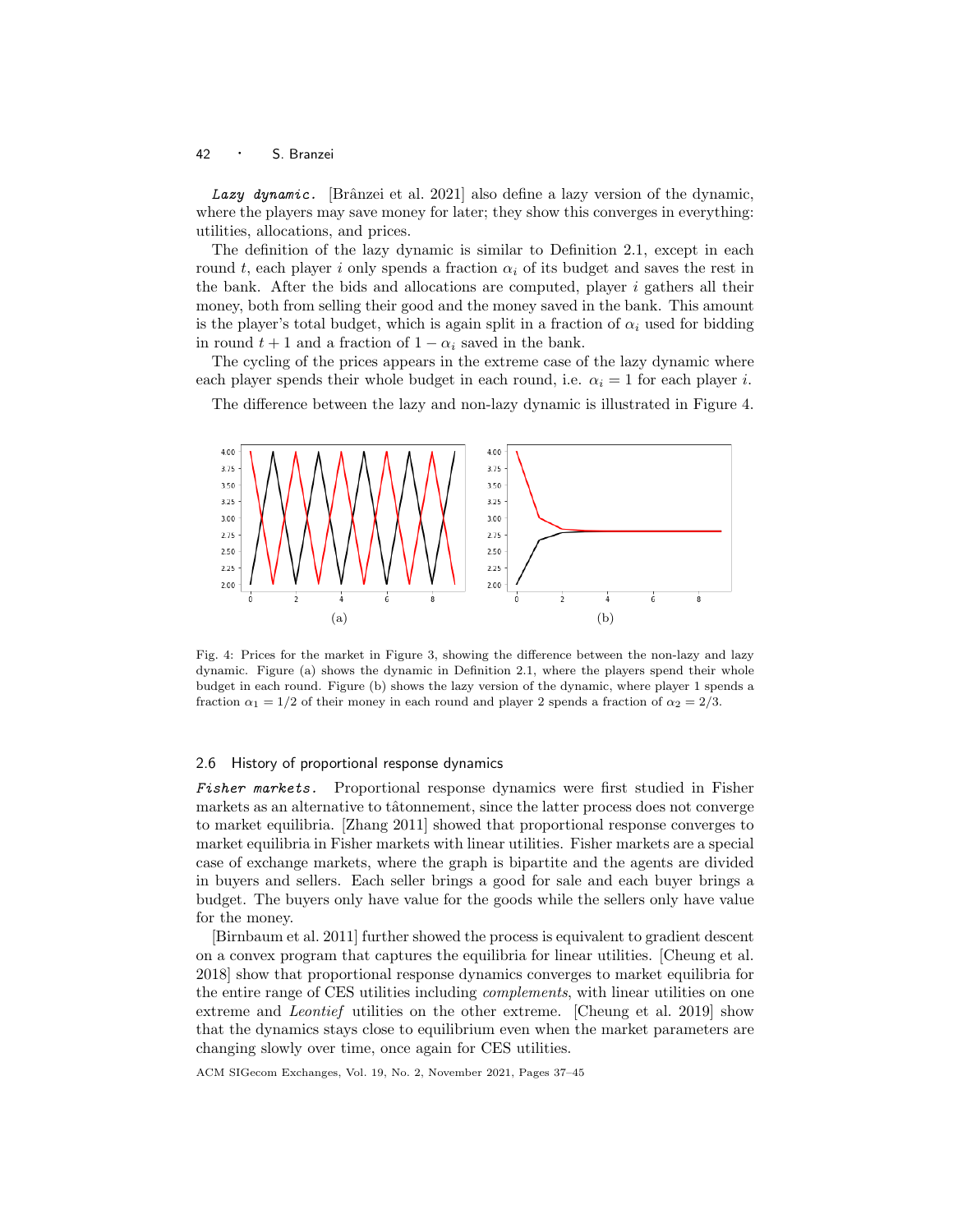*Lazy dynamic.* [Brânzei et al. 2021] also define a lazy version of the dynamic, where the players may save money for later; they show this converges in everything: utilities, allocations, and prices.

The definition of the lazy dynamic is similar to Definition 2.1, except in each round $t$, each player $i$ only spends a fraction $\alpha_i$ of its budget and saves the rest in the bank. After the bids and allocations are computed, player $i$ gathers all their money, both from selling their good and the money saved in the bank. This amount is the player's total budget, which is again split in a fraction of $\alpha_i$ used for bidding in round $t+1$ and a fraction of $1-\alpha_i$ saved in the bank.

The cycling of the prices appears in the extreme case of the lazy dynamic where each player spends their whole budget in each round, i.e. $\alpha_i = 1$ for each player $i$.

The difference between the lazy and non-lazy dynamic is illustrated in Figure 4.

Fig. 4: Prices for the market in Figure 3, showing the difference between the non-lazy and lazy dynamic. Figure (a) shows the dynamic in Definition 2.1, where the players spend their whole budget in each round. Figure (b) shows the lazy version of the dynamic, where player 1 spends a fraction $\alpha_1 = 1/2$ of their money in each round and player 2 spends a fraction of $\alpha_2 = 2/3$.

## 2.6 History of proportional response dynamics

*Fisher markets.* Proportional response dynamics were first studied in Fisher markets as an alternative to tâtonnement, since the latter process does not converge to market equilibria. [Zhang 2011] showed that proportional response converges to market equilibria in Fisher markets with linear utilities. Fisher markets are a special case of exchange markets, where the graph is bipartite and the agents are divided in buyers and sellers. Each seller brings a good for sale and each buyer brings a budget. The buyers only have value for the goods while the sellers only have value for the money.

[Birnbaum et al. 2011] further showed the process is equivalent to gradient descent on a convex program that captures the equilibria for linear utilities. [Cheung et al. 2018] show that proportional response dynamics converges to market equilibria for the entire range of CES utilities including *complements*, with linear utilities on one extreme and *Leontief* utilities on the other extreme. [Cheung et al. 2019] show that the dynamics stays close to equilibrium even when the market parameters are changing slowly over time, once again for CES utilities.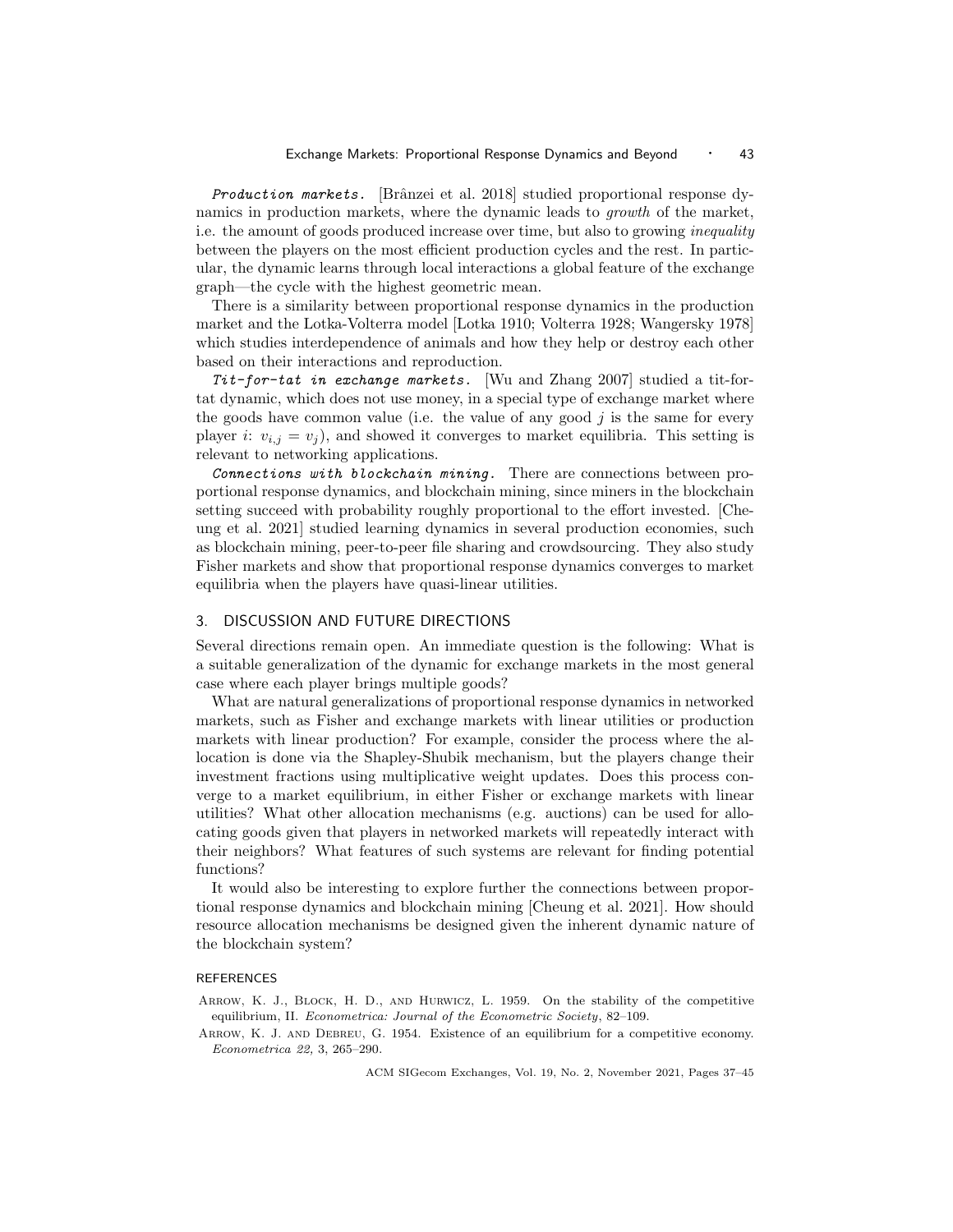*Production markets.* [Brânzei et al. 2018] studied proportional response dynamics in production markets, where the dynamic leads to *growth* of the market, i.e. the amount of goods produced increase over time, but also to growing *inequality* between the players on the most efficient production cycles and the rest. In particular, the dynamic learns through local interactions a global feature of the exchange graph—the cycle with the highest geometric mean.

There is a similarity between proportional response dynamics in the production market and the Lotka-Volterra model [Lotka 1910; Volterra 1928; Wangersky 1978] which studies interdependence of animals and how they help or destroy each other based on their interactions and reproduction.

*Tit-for-tat in exchange markets.* [Wu and Zhang 2007] studied a tit-for-tat dynamic, which does not use money, in a special type of exchange market where the goods have common value (i.e. the value of any good $j$ is the same for every player $i$: $v_{i,j} = v_j$), and showed it converges to market equilibria. This setting is relevant to networking applications.

*Connections with blockchain mining.* There are connections between proportional response dynamics, and blockchain mining, since miners in the blockchain setting succeed with probability roughly proportional to the effort invested. [Cheung et al. 2021] studied learning dynamics in several production economies, such as blockchain mining, peer-to-peer file sharing and crowdsourcing. They also study Fisher markets and show that proportional response dynamics converges to market equilibria when the players have quasi-linear utilities.

## 3. DISCUSSION AND FUTURE DIRECTIONS

Several directions remain open. An immediate question is the following: What is a suitable generalization of the dynamic for exchange markets in the most general case where each player brings multiple goods?

What are natural generalizations of proportional response dynamics in networked markets, such as Fisher and exchange markets with linear utilities or production markets with linear production? For example, consider the process where the allocation is done via the Shapley-Shubik mechanism, but the players change their investment fractions using multiplicative weight updates. Does this process converge to a market equilibrium, in either Fisher or exchange markets with linear utilities? What other allocation mechanisms (e.g. auctions) can be used for allocating goods given that players in networked markets will repeatedly interact with their neighbors? What features of such systems are relevant for finding potential functions?

It would also be interesting to explore further the connections between proportional response dynamics and blockchain mining [Cheung et al. 2021]. How should resource allocation mechanisms be designed given the inherent dynamic nature of the blockchain system?

### REFERENCES

Arrow, K. J., Block, H. D., and Hurwicz, L. 1959. On the stability of the competitive equilibrium, II. *Econometrica: Journal of the Econometric Society*, 82–109.

Arrow, K. J. and Debreu, G. 1954. Existence of an equilibrium for a competitive economy. *Econometrica 22,* 3, 265–290.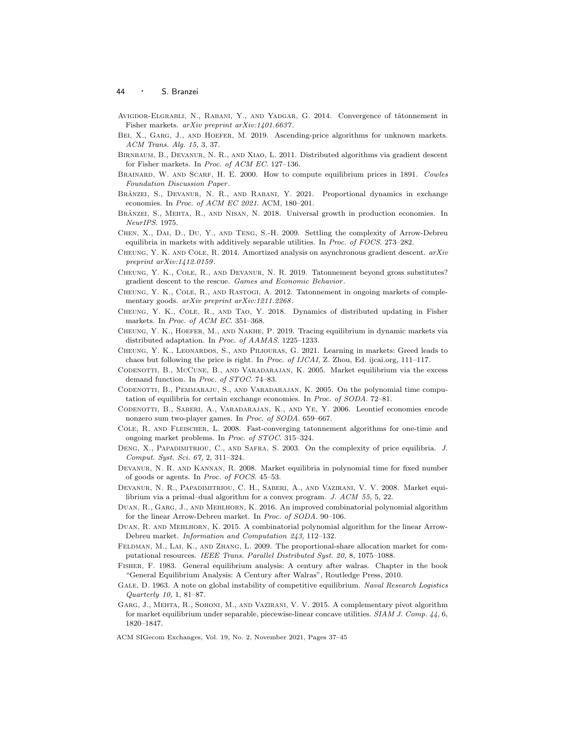Avigdor-Elgrabli, N., Rabani, Y., and Yadgar, G. 2014. Convergence of tâtonnement in Fisher markets. *arXiv preprint arXiv:1401.6637*.

Bei, X., Garg, J., and Hoefer, M. 2019. Ascending-price algorithms for unknown markets. *ACM Trans. Alg. 15,* 3, 37.

Birnbaum, B., Devanur, N. R., and Xiao, L. 2011. Distributed algorithms via gradient descent for Fisher markets. In *Proc. of ACM EC*. 127–136.

Brainard, W. and Scarf, H. E. 2000. How to compute equilibrium prices in 1891. *Cowles Foundation Discussion Paper*.

Brânzei, S., Devanur, N. R., and Rabani, Y. 2021. Proportional dynamics in exchange economies. In *Proc. of ACM EC 2021*. ACM, 180–201.

Brânzei, S., Mehta, R., and Nisan, N. 2018. Universal growth in production economies. In *NeurIPS*. 1975.

Chen, X., Dai, D., Du, Y., and Teng, S.-H. 2009. Settling the complexity of Arrow-Debreu equilibria in markets with additively separable utilities. In *Proc. of FOCS*. 273–282.

Cheung, Y. K. and Cole, R. 2014. Amortized analysis on asynchronous gradient descent. *arXiv preprint arXiv:1412.0159*.

Cheung, Y. K., Cole, R., and Devanur, N. R. 2019. Tatonnement beyond gross substitutes? gradient descent to the rescue. *Games and Economic Behavior*.

Cheung, Y. K., Cole, R., and Rastogi, A. 2012. Tatonnement in ongoing markets of complementary goods. *arXiv preprint arXiv:1211.2268*.

Cheung, Y. K., Cole, R., and Tao, Y. 2018. Dynamics of distributed updating in Fisher markets. In *Proc. of ACM EC*. 351–368.

Cheung, Y. K., Hoefer, M., and Nakhe, P. 2019. Tracing equilibrium in dynamic markets via distributed adaptation. In *Proc. of AAMAS*. 1225–1233.

Cheung, Y. K., Leonardos, S., and Piliouras, G. 2021. Learning in markets: Greed leads to chaos but following the price is right. In *Proc. of IJCAI*, Z. Zhou, Ed. ijcai.org, 111–117.

Codenotti, B., McCune, B., and Varadarajan, K. 2005. Market equilibrium via the excess demand function. In *Proc. of STOC*. 74–83.

Codenotti, B., Pemmaraju, S., and Varadarajan, K. 2005. On the polynomial time computation of equilibria for certain exchange economies. In *Proc. of SODA*. 72–81.

Codenotti, B., Saberi, A., Varadarajan, K., and Ye, Y. 2006. Leontief economies encode nonzero sum two-player games. In *Proc. of SODA*. 659–667.

Cole, R. and Fleischer, L. 2008. Fast-converging tatonnement algorithms for one-time and ongoing market problems. In *Proc. of STOC*. 315–324.

Deng, X., Papadimitriou, C., and Safra, S. 2003. On the complexity of price equilibria. *J. Comput. Syst. Sci. 67,* 2, 311–324.

Devanur, N. R. and Kannan, R. 2008. Market equilibria in polynomial time for fixed number of goods or agents. In *Proc. of FOCS*. 45–53.

Devanur, N. R., Papadimitriou, C. H., Saberi, A., and Vazirani, V. V. 2008. Market equilibrium via a primal–dual algorithm for a convex program. *J. ACM 55,* 5, 22.

Duan, R., Garg, J., and Mehlhorn, K. 2016. An improved combinatorial polynomial algorithm for the linear Arrow-Debreu market. In *Proc. of SODA*. 90–106.

Duan, R. and Mehlhorn, K. 2015. A combinatorial polynomial algorithm for the linear Arrow-Debreu market. *Information and Computation 243*, 112–132.

Feldman, M., Lai, K., and Zhang, L. 2009. The proportional-share allocation market for computational resources. *IEEE Trans. Parallel Distributed Syst. 20,* 8, 1075–1088.

Fisher, F. 1983. General equilibrium analysis: A century after walras. Chapter in the book "General Equilibrium Analysis: A Century after Walras", Routledge Press, 2010.

Gale, D. 1963. A note on global instability of competitive equilibrium. *Naval Research Logistics Quarterly 10,* 1, 81–87.

Garg, J., Mehta, R., Sohoni, M., and Vazirani, V. V. 2015. A complementary pivot algorithm for market equilibrium under separable, piecewise-linear concave utilities. *SIAM J. Comp. 44,* 6, 1820–1847.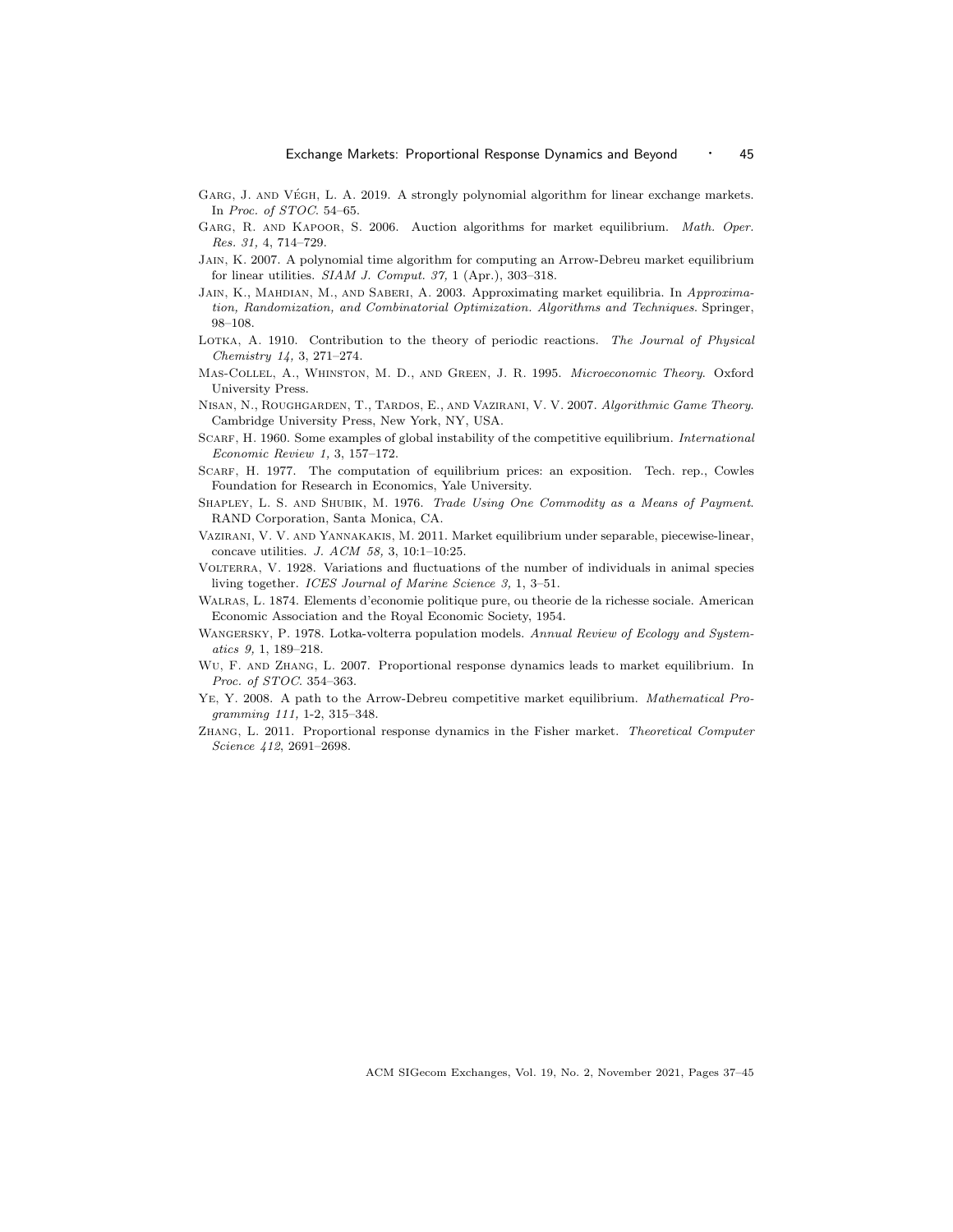Garg, J. and Végh, L. A. 2019. A strongly polynomial algorithm for linear exchange markets. In *Proc. of STOC*. 54–65.

Garg, R. and Kapoor, S. 2006. Auction algorithms for market equilibrium. *Math. Oper. Res. 31,* 4, 714–729.

Jain, K. 2007. A polynomial time algorithm for computing an Arrow-Debreu market equilibrium for linear utilities. *SIAM J. Comput. 37,* 1 (Apr.), 303–318.

Jain, K., Mahdian, M., and Saberi, A. 2003. Approximating market equilibria. In *Approximation, Randomization, and Combinatorial Optimization. Algorithms and Techniques*. Springer, 98–108.

Lotka, A. 1910. Contribution to the theory of periodic reactions. *The Journal of Physical Chemistry 14,* 3, 271–274.

Mas-Collel, A., Whinston, M. D., and Green, J. R. 1995. *Microeconomic Theory*. Oxford University Press.

Nisan, N., Roughgarden, T., Tardos, E., and Vazirani, V. V. 2007. *Algorithmic Game Theory*. Cambridge University Press, New York, NY, USA.

Scarf, H. 1960. Some examples of global instability of the competitive equilibrium. *International Economic Review 1,* 3, 157–172.

Scarf, H. 1977. The computation of equilibrium prices: an exposition. Tech. rep., Cowles Foundation for Research in Economics, Yale University.

Shapley, L. S. and Shubik, M. 1976. *Trade Using One Commodity as a Means of Payment*. RAND Corporation, Santa Monica, CA.

Vazirani, V. V. and Yannakakis, M. 2011. Market equilibrium under separable, piecewise-linear, concave utilities. *J. ACM 58,* 3, 10:1–10:25.

Volterra, V. 1928. Variations and fluctuations of the number of individuals in animal species living together. *ICES Journal of Marine Science 3,* 1, 3–51.

Walras, L. 1874. Elements d'economie politique pure, ou theorie de la richesse sociale. American Economic Association and the Royal Economic Society, 1954.

Wangersky, P. 1978. Lotka-volterra population models. *Annual Review of Ecology and Systematics 9,* 1, 189–218.

Wu, F. and Zhang, L. 2007. Proportional response dynamics leads to market equilibrium. In *Proc. of STOC*. 354–363.

Ye, Y. 2008. A path to the Arrow-Debreu competitive market equilibrium. *Mathematical Programming 111,* 1-2, 315–348.

Zhang, L. 2011. Proportional response dynamics in the Fisher market. *Theoretical Computer Science 412*, 2691–2698.